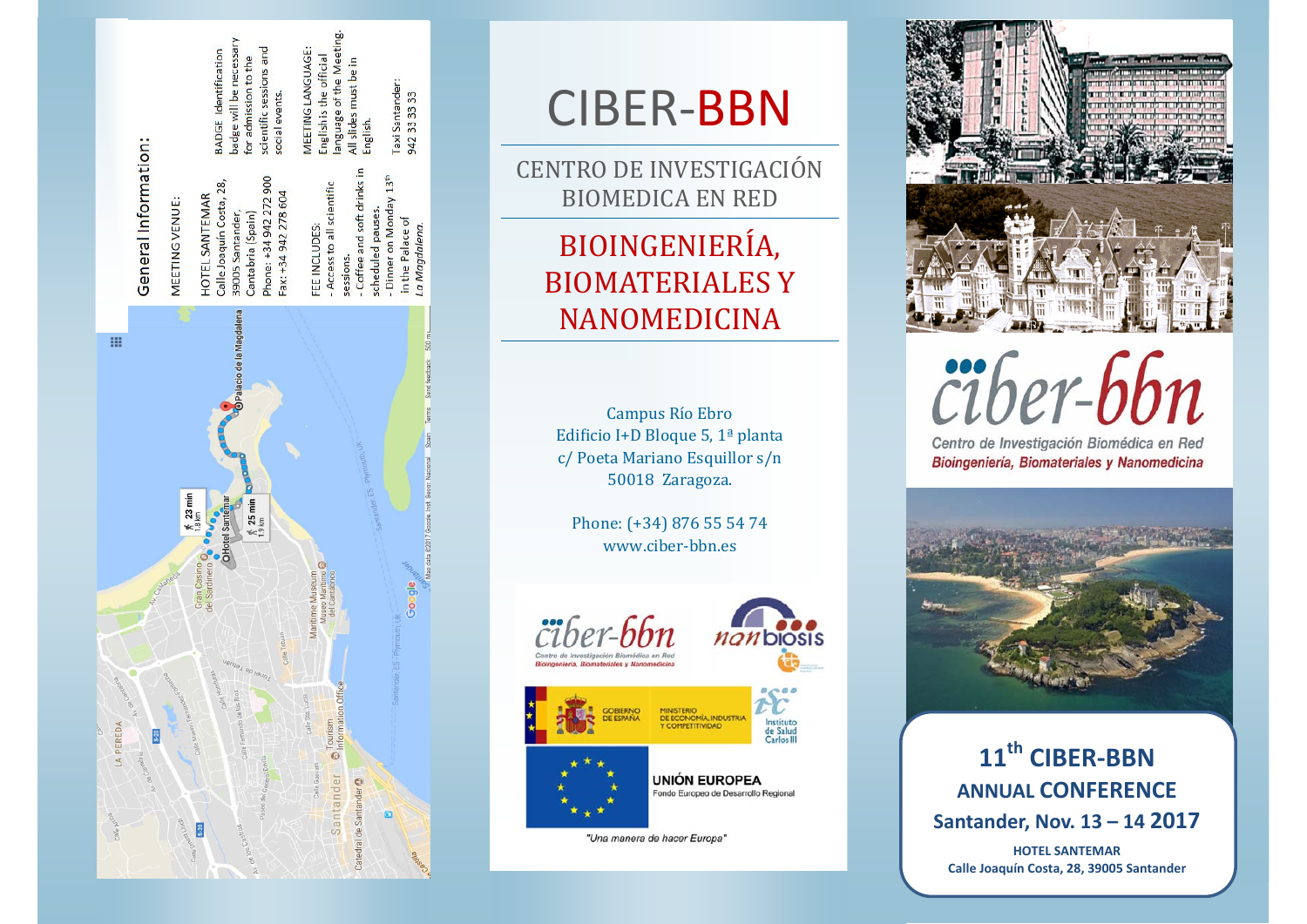## General Information:

MEETING VENUE:

HOTEL SANTEMAR
Calle Joaquín Costa, 28,
39005 Santander,
Cantabria (Spain)
Phone: +34 942 272 900
Fax: +34 942 278 604

FEE INCLUDES:
- Access to all scientific sessions.
- Coffee and soft drinks in scheduled pauses.
- Dinner on Monday 13th in the Palace of *La Magdalena*.

BADGE identification badge will be necessary for admission to the scientific sessions and social events.

MEETING LANGUAGE: English is the official language of the Meeting. All slides must be in English.

Taxi Santander: 942 33 33 33

# CIBER-BBN

## CENTRO DE INVESTIGACIÓN BIOMEDICA EN RED

## BIOINGENIERÍA, BIOMATERIALES Y NANOMEDICINA

Campus Río Ebro
Edificio I+D Bloque 5, 1ª planta
c/ Poeta Mariano Esquillor s/n
50018 Zaragoza.

Phone: (+34) 876 55 54 74
www.ciber-bbn.es

UNIÓN EUROPEA
Fondo Europeo de Desarrollo Regional

"Una manera de hacer Europa"

ciber-bbn
Centro de Investigación Biomédica en Red
Bioingeniería, Biomateriales y Nanomedicina

# 11th CIBER-BBN ANNUAL CONFERENCE

## Santander, Nov. 13 – 14 2017

**HOTEL SANTEMAR**
**Calle Joaquín Costa, 28, 39005 Santander**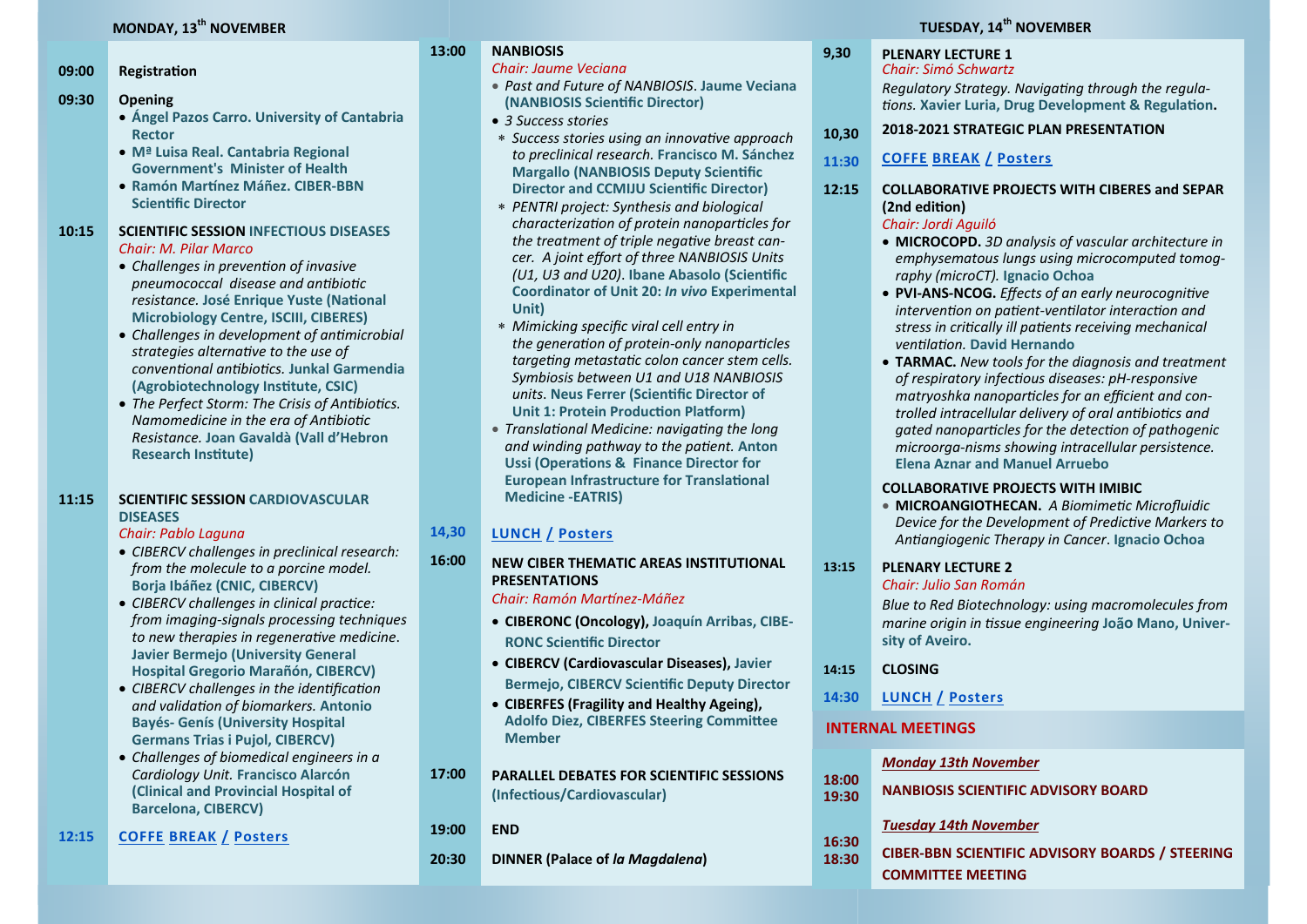## MONDAY, 13th NOVEMBER

**09:00** **Registration**

**09:30** **Opening**

- **Ángel Pazos Carro. University of Cantabria Rector**
- **Mª Luisa Real. Cantabria Regional Government's Minister of Health**
- **Ramón Martínez Máñez. CIBER-BBN Scientific Director**

**10:15** **SCIENTIFIC SESSION INFECTIOUS DISEASES**

*Chair: M. Pilar Marco*

- *Challenges in prevention of invasive pneumococcal disease and antibiotic resistance.* **José Enrique Yuste (National Microbiology Centre, ISCIII, CIBERES)**
- *Challenges in development of antimicrobial strategies alternative to the use of conventional antibiotics.* **Junkal Garmendia (Agrobiotechnology Institute, CSIC)**
- *The Perfect Storm: The Crisis of Antibiotics. Namomedicine in the era of Antibiotic Resistance.* **Joan Gavaldà (Vall d'Hebron Research Institute)**

**11:15** **SCIENTIFIC SESSION CARDIOVASCULAR DISEASES**

*Chair: Pablo Laguna*

- *CIBERCV challenges in preclinical research: from the molecule to a porcine model.* **Borja Ibáñez (CNIC, CIBERCV)**
- *CIBERCV challenges in clinical practice: from imaging-signals processing techniques to new therapies in regenerative medicine.* **Javier Bermejo (University General Hospital Gregorio Marañón, CIBERCV)**
- *CIBERCV challenges in the identification and validation of biomarkers.* **Antonio Bayés- Genís (University Hospital Germans Trias i Pujol, CIBERCV)**
- *Challenges of biomedical engineers in a Cardiology Unit.* **Francisco Alarcón (Clinical and Provincial Hospital of Barcelona, CIBERCV)**

**12:15** **COFFE BREAK / Posters**

**13:00** **NANBIOSIS**

*Chair: Jaume Veciana*

- *Past and Future of NANBIOSIS.* **Jaume Veciana (NANBIOSIS Scientific Director)**
- *3 Success stories*
  - *Success stories using an innovative approach to preclinical research.* **Francisco M. Sánchez Margallo (NANBIOSIS Deputy Scientific Director and CCMIJU Scientific Director)**
  - *PENTRI project: Synthesis and biological characterization of protein nanoparticles for the treatment of triple negative breast cancer. A joint effort of three NANBIOSIS Units (U1, U3 and U20).* **Ibane Abasolo (Scientific Coordinator of Unit 20: *In vivo* Experimental Unit)**
  - *Mimicking specific viral cell entry in the generation of protein-only nanoparticles targeting metastatic colon cancer stem cells. Symbiosis between U1 and U18 NANBIOSIS units.* **Neus Ferrer (Scientific Director of Unit 1: Protein Production Platform)**
- *Translational Medicine: navigating the long and winding pathway to the patient.* **Anton Ussi (Operations & Finance Director for European Infrastructure for Translational Medicine -EATRIS)**

**14,30** **LUNCH / Posters**

**16:00** **NEW CIBER THEMATIC AREAS INSTITUTIONAL PRESENTATIONS**

*Chair: Ramón Martínez-Máñez*

- **CIBERONC (Oncology), Joaquín Arribas, CIBERONC Scientific Director**
- **CIBERCV (Cardiovascular Diseases), Javier Bermejo, CIBERCV Scientific Deputy Director**
- **CIBERFES (Fragility and Healthy Ageing), Adolfo Diez, CIBERFES Steering Committee Member**

**17:00** **PARALLEL DEBATES FOR SCIENTIFIC SESSIONS (Infectious/Cardiovascular)**

**19:00** **END**

**20:30** **DINNER (Palace of *la Magdalena*)**

## TUESDAY, 14th NOVEMBER

**9,30** **PLENARY LECTURE 1**

*Chair: Simó Schwartz*

*Regulatory Strategy. Navigating through the regulations.* **Xavier Luria, Drug Development & Regulation.**

**10,30** **2018-2021 STRATEGIC PLAN PRESENTATION**

**11:30** **COFFE BREAK / Posters**

**12:15** **COLLABORATIVE PROJECTS WITH CIBERES and SEPAR (2nd edition)**

*Chair: Jordi Aguiló*

- **MICROCOPD.** *3D analysis of vascular architecture in emphysematous lungs using microcomputed tomography (microCT).* **Ignacio Ochoa**
- **PVI-ANS-NCOG.** *Effects of an early neurocognitive intervention on patient-ventilator interaction and stress in critically ill patients receiving mechanical ventilation.* **David Hernando**
- **TARMAC.** *New tools for the diagnosis and treatment of respiratory infectious diseases: pH-responsive matryoshka nanoparticles for an efficient and controlled intracellular delivery of oral antibiotics and gated nanoparticles for the detection of pathogenic microorga-nisms showing intracellular persistence.* **Elena Aznar and Manuel Arruebo**

**COLLABORATIVE PROJECTS WITH IMIBIC**

- **MICROANGIOTHECAN.** *A Biomimetic Microfluidic Device for the Development of Predictive Markers to Antiangiogenic Therapy in Cancer*. **Ignacio Ochoa**

**13:15** **PLENARY LECTURE 2**

*Chair: Julio San Román*

*Blue to Red Biotechnology: using macromolecules from marine origin in tissue engineering* **João Mano, University of Aveiro.**

**14:15** **CLOSING**

**14:30** **LUNCH / Posters**

## INTERNAL MEETINGS

*Monday 13th November*

**18:00 – 19:30** **NANBIOSIS SCIENTIFIC ADVISORY BOARD**

*Tuesday 14th November*

**16:30 – 18:30** **CIBER-BBN SCIENTIFIC ADVISORY BOARDS / STEERING COMMITTEE MEETING**